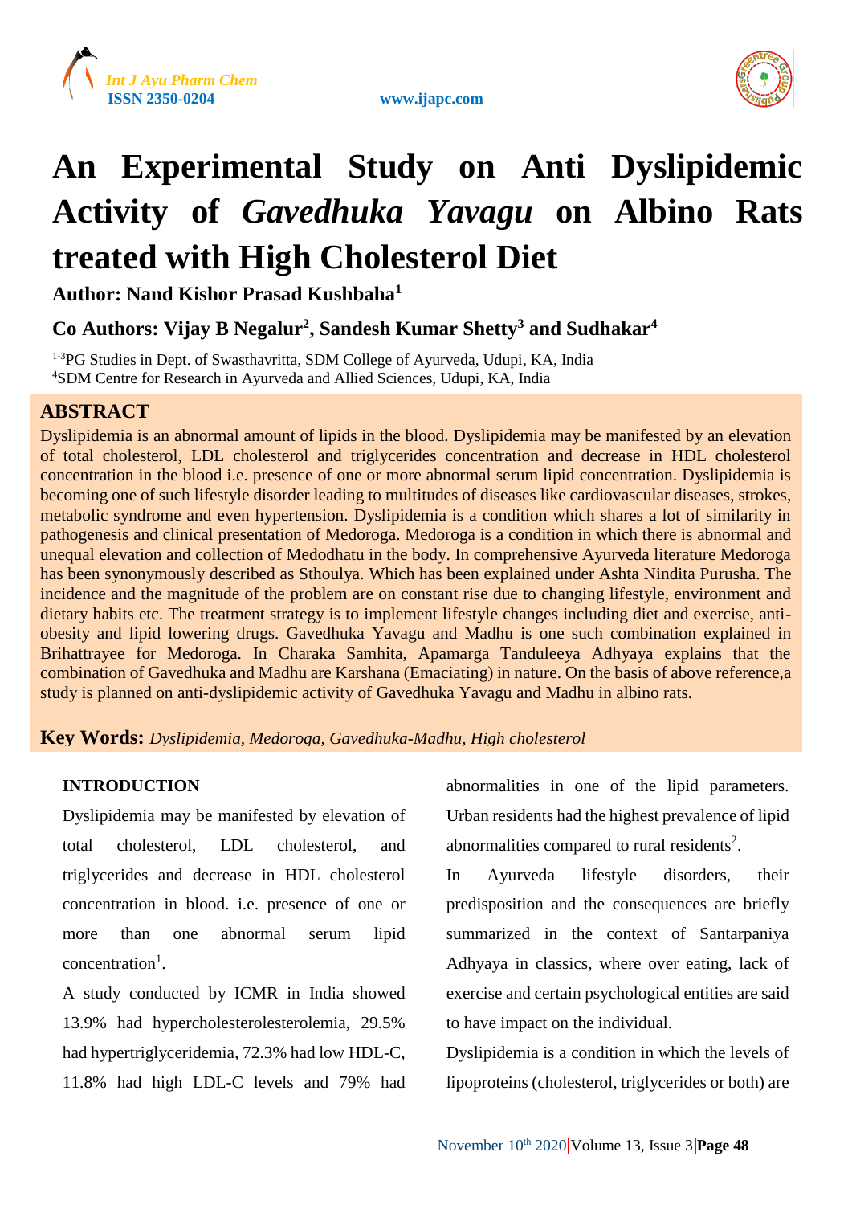# An Experimental Study on Anti Dyslipidemic Activity of *Gavedhuka Yavagu* on Albino Rats treated with High Cholesterol Diet

**Author: Nand Kishor Prasad Kushbaha[1]**

**Co Authors: Vijay B Negalur[2], Sandesh Kumar Shetty[3] and Sudhakar[4]**

[1-3]PG Studies in Dept. of Swasthavritta, SDM College of Ayurveda, Udupi, KA, India
[4]SDM Centre for Research in Ayurveda and Allied Sciences, Udupi, KA, India

## ABSTRACT

Dyslipidemia is an abnormal amount of lipids in the blood. Dyslipidemia may be manifested by an elevation of total cholesterol, LDL cholesterol and triglycerides concentration and decrease in HDL cholesterol concentration in the blood i.e. presence of one or more abnormal serum lipid concentration. Dyslipidemia is becoming one of such lifestyle disorder leading to multitudes of diseases like cardiovascular diseases, strokes, metabolic syndrome and even hypertension. Dyslipidemia is a condition which shares a lot of similarity in pathogenesis and clinical presentation of Medoroga. Medoroga is a condition in which there is abnormal and unequal elevation and collection of Medodhatu in the body. In comprehensive Ayurveda literature Medoroga has been synonymously described as Sthoulya. Which has been explained under Ashta Nindita Purusha. The incidence and the magnitude of the problem are on constant rise due to changing lifestyle, environment and dietary habits etc. The treatment strategy is to implement lifestyle changes including diet and exercise, anti-obesity and lipid lowering drugs. Gavedhuka Yavagu and Madhu is one such combination explained in Brihattrayee for Medoroga. In Charaka Samhita, Apamarga Tanduleeya Adhyaya explains that the combination of Gavedhuka and Madhu are Karshana (Emaciating) in nature. On the basis of above reference,a study is planned on anti-dyslipidemic activity of Gavedhuka Yavagu and Madhu in albino rats.

**Key Words:** *Dyslipidemia, Medoroga, Gavedhuka-Madhu, High cholesterol*

## INTRODUCTION

Dyslipidemia may be manifested by elevation of total cholesterol, LDL cholesterol, and triglycerides and decrease in HDL cholesterol concentration in blood. i.e. presence of one or more than one abnormal serum lipid concentration[1].

A study conducted by ICMR in India showed 13.9% had hypercholesterolesterolemia, 29.5% had hypertriglyceridemia, 72.3% had low HDL-C, 11.8% had high LDL-C levels and 79% had abnormalities in one of the lipid parameters. Urban residents had the highest prevalence of lipid abnormalities compared to rural residents[2].

In Ayurveda lifestyle disorders, their predisposition and the consequences are briefly summarized in the context of Santarpaniya Adhyaya in classics, where over eating, lack of exercise and certain psychological entities are said to have impact on the individual.

Dyslipidemia is a condition in which the levels of lipoproteins (cholesterol, triglycerides or both) are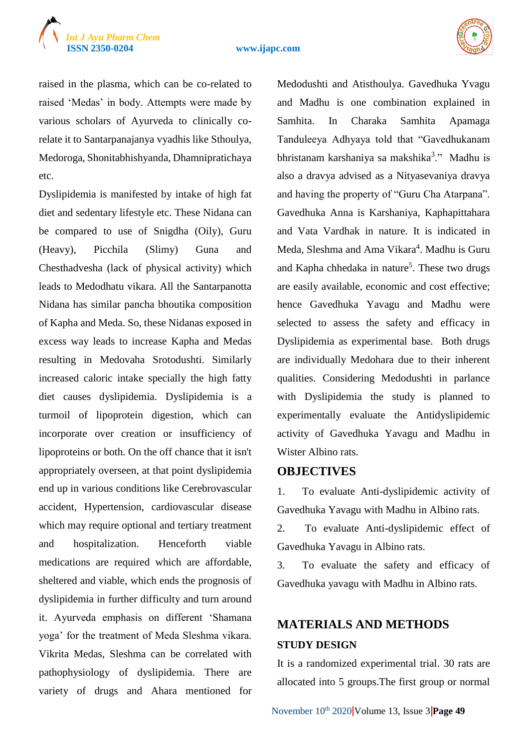raised in the plasma, which can be co-related to raised 'Medas' in body. Attempts were made by various scholars of Ayurveda to clinically co-relate it to Santarpanajanya vyadhis like Sthoulya, Medoroga, Shonitabhishyanda, Dhamnipratichaya etc.

Dyslipidemia is manifested by intake of high fat diet and sedentary lifestyle etc. These Nidana can be compared to use of Snigdha (Oily), Guru (Heavy), Picchila (Slimy) Guna and Chesthadvesha (lack of physical activity) which leads to Medodhatu vikara. All the Santarpanotta Nidana has similar pancha bhoutika composition of Kapha and Meda. So, these Nidanas exposed in excess way leads to increase Kapha and Medas resulting in Medovaha Srotodushti. Similarly increased caloric intake specially the high fatty diet causes dyslipidemia. Dyslipidemia is a turmoil of lipoprotein digestion, which can incorporate over creation or insufficiency of lipoproteins or both. On the off chance that it isn't appropriately overseen, at that point dyslipidemia end up in various conditions like Cerebrovascular accident, Hypertension, cardiovascular disease which may require optional and tertiary treatment and hospitalization. Henceforth viable medications are required which are affordable, sheltered and viable, which ends the prognosis of dyslipidemia in further difficulty and turn around it. Ayurveda emphasis on different 'Shamana yoga' for the treatment of Meda Sleshma vikara. Vikrita Medas, Sleshma can be correlated with pathophysiology of dyslipidemia. There are variety of drugs and Ahara mentioned for Medodushti and Atisthoulya. Gavedhuka Yvagu and Madhu is one combination explained in Samhita. In Charaka Samhita Apamaga Tanduleeya Adhyaya told that "Gavedhukanam bhristanam karshaniya sa makshika[3]." Madhu is also a dravya advised as a Nityasevaniya dravya and having the property of "Guru Cha Atarpana". Gavedhuka Anna is Karshaniya, Kaphapittahara and Vata Vardhak in nature. It is indicated in Meda, Sleshma and Ama Vikara[4]. Madhu is Guru and Kapha chhedaka in nature[5]. These two drugs are easily available, economic and cost effective; hence Gavedhuka Yavagu and Madhu were selected to assess the safety and efficacy in Dyslipidemia as experimental base. Both drugs are individually Medohara due to their inherent qualities. Considering Medodushti in parlance with Dyslipidemia the study is planned to experimentally evaluate the Antidyslipidemic activity of Gavedhuka Yavagu and Madhu in Wister Albino rats.

## OBJECTIVES

1. To evaluate Anti-dyslipidemic activity of Gavedhuka Yavagu with Madhu in Albino rats.
2. To evaluate Anti-dyslipidemic effect of Gavedhuka Yavagu in Albino rats.
3. To evaluate the safety and efficacy of Gavedhuka yavagu with Madhu in Albino rats.

## MATERIALS AND METHODS

### STUDY DESIGN

It is a randomized experimental trial. 30 rats are allocated into 5 groups.The first group or normal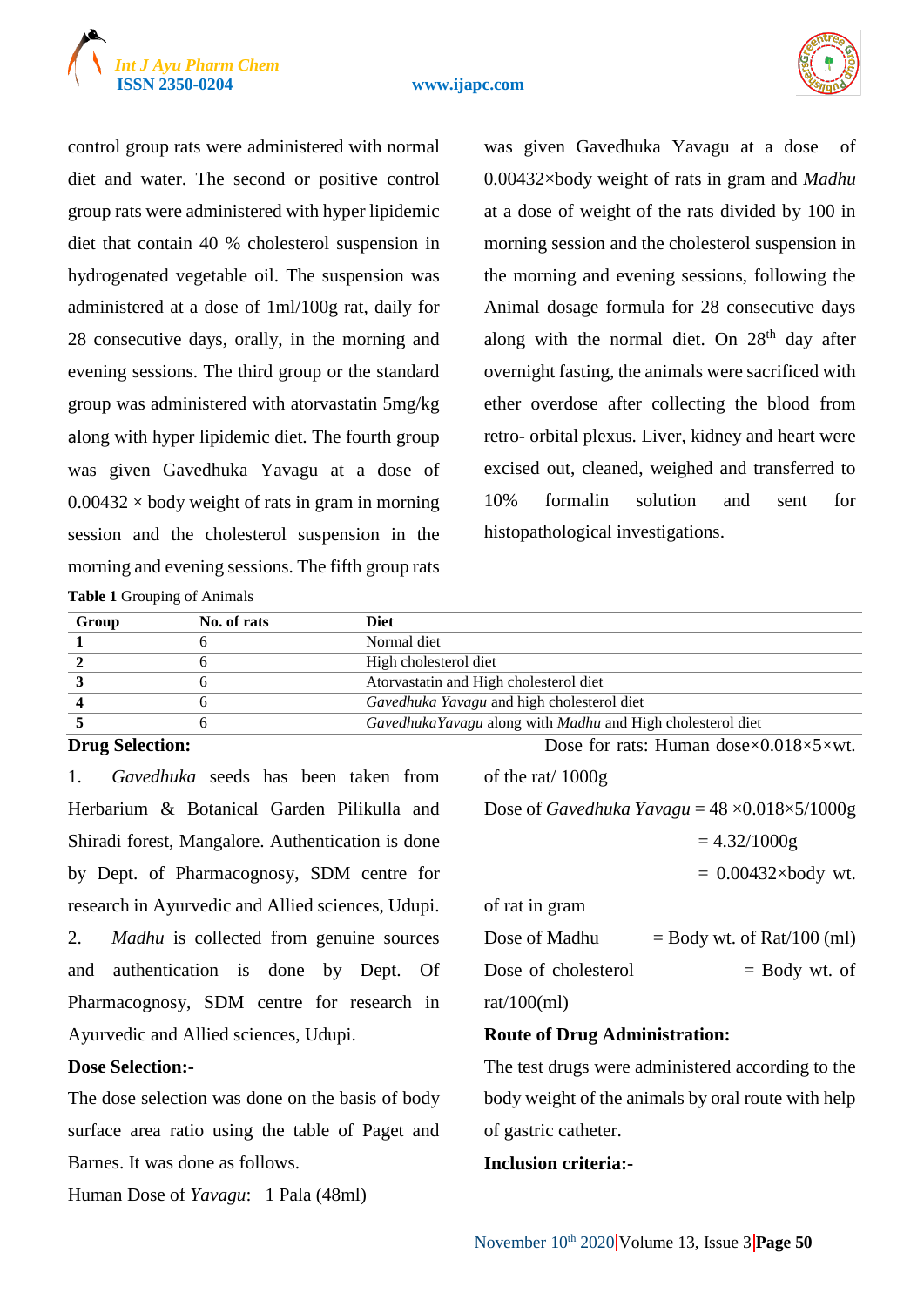control group rats were administered with normal diet and water. The second or positive control group rats were administered with hyper lipidemic diet that contain 40 % cholesterol suspension in hydrogenated vegetable oil. The suspension was administered at a dose of 1ml/100g rat, daily for 28 consecutive days, orally, in the morning and evening sessions. The third group or the standard group was administered with atorvastatin 5mg/kg along with hyper lipidemic diet. The fourth group was given Gavedhuka Yavagu at a dose of $0.00432 \times$ body weight of rats in gram in morning session and the cholesterol suspension in the morning and evening sessions. The fifth group rats was given Gavedhuka Yavagu at a dose of $0.00432\times$body weight of rats in gram and *Madhu* at a dose of weight of the rats divided by 100 in morning session and the cholesterol suspension in the morning and evening sessions, following the Animal dosage formula for 28 consecutive days along with the normal diet. On 28th day after overnight fasting, the animals were sacrificed with ether overdose after collecting the blood from retro- orbital plexus. Liver, kidney and heart were excised out, cleaned, weighed and transferred to 10% formalin solution and sent for histopathological investigations.

**Table 1** Grouping of Animals

| Group | No. of rats | Diet |
|---|---|---|
| **1** | 6 | Normal diet |
| **2** | 6 | High cholesterol diet |
| **3** | 6 | Atorvastatin and High cholesterol diet |
| **4** | 6 | *Gavedhuka Yavagu* and high cholesterol diet |
| **5** | 6 | *GavedhukaYavagu* along with *Madhu* and High cholesterol diet |

**Drug Selection:**

1. *Gavedhuka* seeds has been taken from Herbarium & Botanical Garden Pilikulla and Shiradi forest, Mangalore. Authentication is done by Dept. of Pharmacognosy, SDM centre for research in Ayurvedic and Allied sciences, Udupi.
2. *Madhu* is collected from genuine sources and authentication is done by Dept. Of Pharmacognosy, SDM centre for research in Ayurvedic and Allied sciences, Udupi.

**Dose Selection:-**

The dose selection was done on the basis of body surface area ratio using the table of Paget and Barnes. It was done as follows.

Human Dose of *Yavagu*: 1 Pala (48ml)

Dose for rats: Human dose$\times$0.018$\times$5$\times$wt. of the rat/ 1000g

Dose of *Gavedhuka Yavagu* = 48 $\times$0.018$\times$5/1000g

= 4.32/1000g

= 0.00432$\times$body wt. of rat in gram

Dose of Madhu = Body wt. of Rat/100 (ml)

Dose of cholesterol = Body wt. of rat/100(ml)

**Route of Drug Administration:**

The test drugs were administered according to the body weight of the animals by oral route with help of gastric catheter.

**Inclusion criteria:-**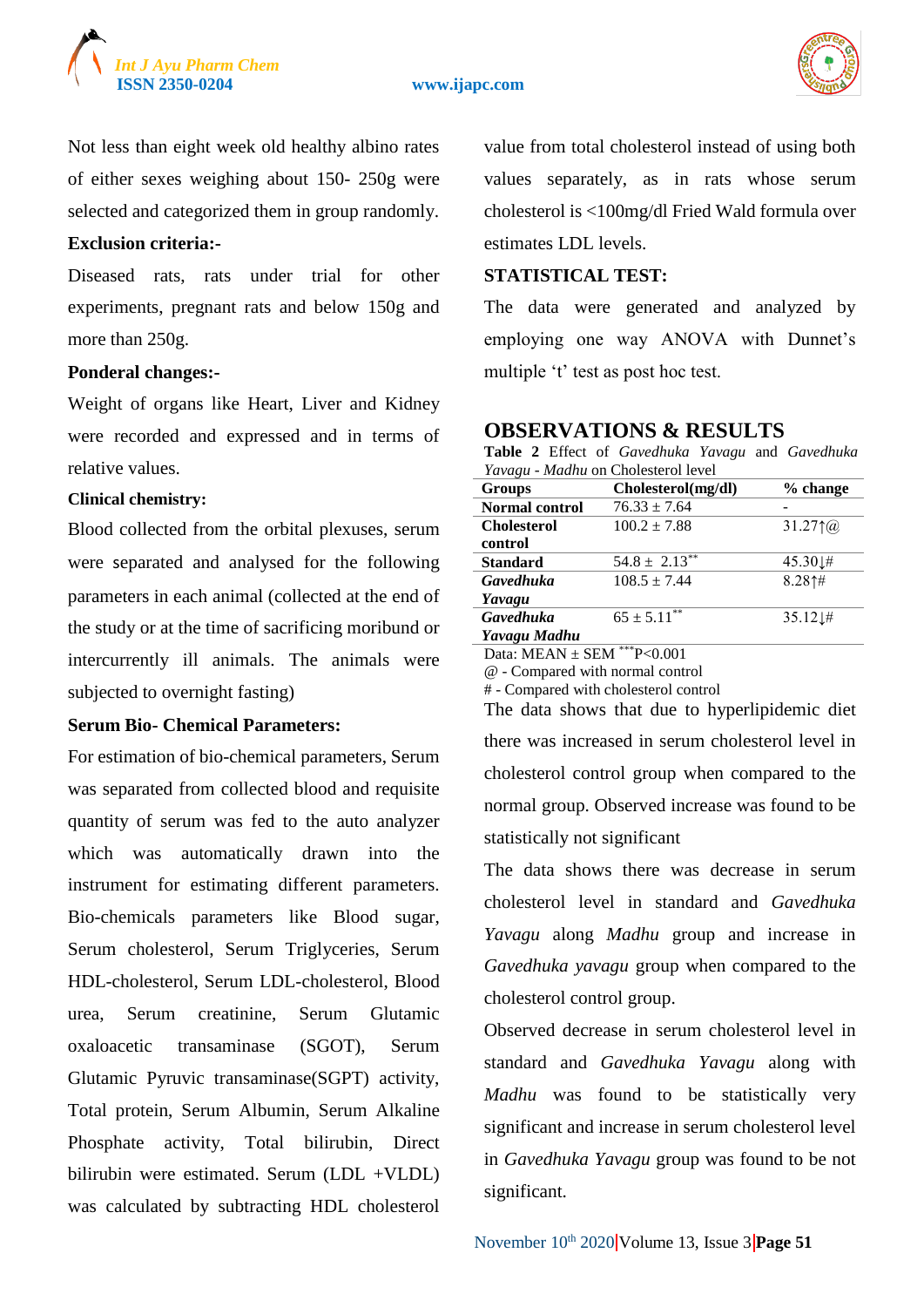Not less than eight week old healthy albino rates of either sexes weighing about 150- 250g were selected and categorized them in group randomly.

**Exclusion criteria:-**

Diseased rats, rats under trial for other experiments, pregnant rats and below 150g and more than 250g.

**Ponderal changes:-**

Weight of organs like Heart, Liver and Kidney were recorded and expressed and in terms of relative values.

**Clinical chemistry:**

Blood collected from the orbital plexuses, serum were separated and analysed for the following parameters in each animal (collected at the end of the study or at the time of sacrificing moribund or intercurrently ill animals. The animals were subjected to overnight fasting)

**Serum Bio- Chemical Parameters:**

For estimation of bio-chemical parameters, Serum was separated from collected blood and requisite quantity of serum was fed to the auto analyzer which was automatically drawn into the instrument for estimating different parameters. Bio-chemicals parameters like Blood sugar, Serum cholesterol, Serum Triglyceries, Serum HDL-cholesterol, Serum LDL-cholesterol, Blood urea, Serum creatinine, Serum Glutamic oxaloacetic transaminase (SGOT), Serum Glutamic Pyruvic transaminase(SGPT) activity, Total protein, Serum Albumin, Serum Alkaline Phosphate activity, Total bilirubin, Direct bilirubin were estimated. Serum (LDL +VLDL) was calculated by subtracting HDL cholesterol value from total cholesterol instead of using both values separately, as in rats whose serum cholesterol is <100mg/dl Fried Wald formula over estimates LDL levels.

**STATISTICAL TEST:**

The data were generated and analyzed by employing one way ANOVA with Dunnet's multiple 't' test as post hoc test.

## OBSERVATIONS & RESULTS

**Table 2** Effect of *Gavedhuka Yavagu* and *Gavedhuka Yavagu - Madhu* on Cholesterol level

| Groups | Cholesterol(mg/dl) | % change |
|---|---|---|
| Normal control | 76.33 ± 7.64 | - |
| Cholesterol control | 100.2 ± 7.88 | 31.27↑@ |
| Standard | 54.8 ± 2.13** | 45.30↓# |
| *Gavedhuka Yavagu* | 108.5 ± 7.44 | 8.28↑# |
| *Gavedhuka Yavagu Madhu* | 65 ± 5.11** | 35.12↓# |

Data: MEAN ± SEM ***P<0.001

@ - Compared with normal control

# - Compared with cholesterol control

The data shows that due to hyperlipidemic diet there was increased in serum cholesterol level in cholesterol control group when compared to the normal group. Observed increase was found to be statistically not significant

The data shows there was decrease in serum cholesterol level in standard and *Gavedhuka Yavagu* along *Madhu* group and increase in *Gavedhuka yavagu* group when compared to the cholesterol control group.

Observed decrease in serum cholesterol level in standard and *Gavedhuka Yavagu* along with *Madhu* was found to be statistically very significant and increase in serum cholesterol level in *Gavedhuka Yavagu* group was found to be not significant.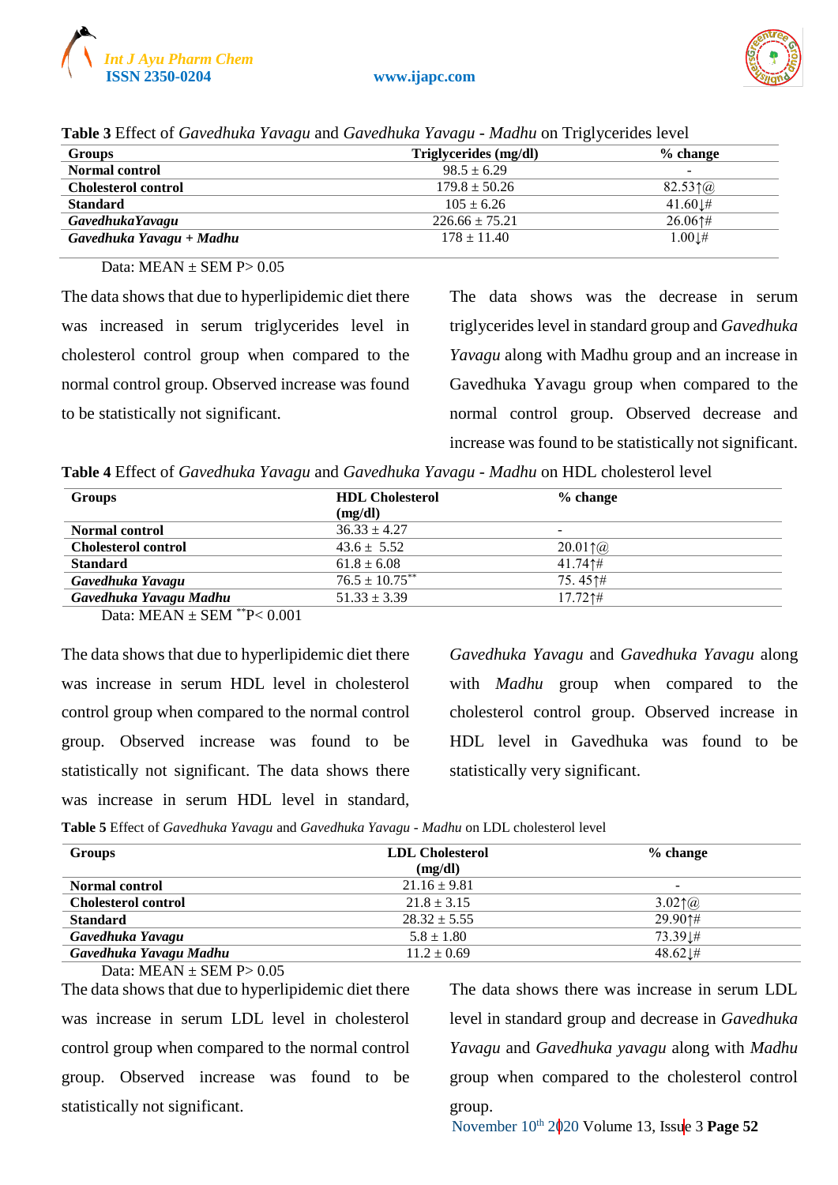**Table 3** Effect of *Gavedhuka Yavagu* and *Gavedhuka Yavagu - Madhu* on Triglycerides level

| Groups | Triglycerides (mg/dl) | % change |
|---|---|---|
| **Normal control** | 98.5 ± 6.29 | - |
| **Cholesterol control** | 179.8 ± 50.26 | 82.53↑@ |
| **Standard** | 105 ± 6.26 | 41.60↓# |
| ***GavedhukaYavagu*** | 226.66 ± 75.21 | 26.06↑# |
| ***Gavedhuka Yavagu + Madhu*** | 178 ± 11.40 | 1.00↓# |

Data: MEAN ± SEM P> 0.05

The data shows that due to hyperlipidemic diet there was increased in serum triglycerides level in cholesterol control group when compared to the normal control group. Observed increase was found to be statistically not significant.

The data shows was the decrease in serum triglycerides level in standard group and *Gavedhuka Yavagu* along with Madhu group and an increase in Gavedhuka Yavagu group when compared to the normal control group. Observed decrease and increase was found to be statistically not significant.

**Table 4** Effect of *Gavedhuka Yavagu* and *Gavedhuka Yavagu - Madhu* on HDL cholesterol level

| Groups | HDL Cholesterol (mg/dl) | % change |
|---|---|---|
| **Normal control** | 36.33 ± 4.27 | - |
| **Cholesterol control** | 43.6 ± 5.52 | 20.01↑@ |
| **Standard** | 61.8 ± 6.08 | 41.74↑# |
| ***Gavedhuka Yavagu*** | 76.5 ± 10.75** | 75. 45↑# |
| ***Gavedhuka Yavagu Madhu*** | 51.33 ± 3.39 | 17.72↑# |

Data: MEAN ± SEM **P< 0.001

The data shows that due to hyperlipidemic diet there was increase in serum HDL level in cholesterol control group when compared to the normal control group. Observed increase was found to be statistically not significant. The data shows there was increase in serum HDL level in standard, *Gavedhuka Yavagu* and *Gavedhuka Yavagu* along with *Madhu* group when compared to the cholesterol control group. Observed increase in HDL level in Gavedhuka was found to be statistically very significant.

**Table 5** Effect of *Gavedhuka Yavagu* and *Gavedhuka Yavagu - Madhu* on LDL cholesterol level

| Groups | LDL Cholesterol (mg/dl) | % change |
|---|---|---|
| **Normal control** | 21.16 ± 9.81 | - |
| **Cholesterol control** | 21.8 ± 3.15 | 3.02↑@ |
| **Standard** | 28.32 ± 5.55 | 29.90↑# |
| ***Gavedhuka Yavagu*** | 5.8 ± 1.80 | 73.39↓# |
| ***Gavedhuka Yavagu Madhu*** | 11.2 ± 0.69 | 48.62↓# |

Data: MEAN ± SEM P> 0.05

The data shows that due to hyperlipidemic diet there was increase in serum LDL level in cholesterol control group when compared to the normal control group. Observed increase was found to be statistically not significant.

The data shows there was increase in serum LDL level in standard group and decrease in *Gavedhuka Yavagu* and *Gavedhuka yavagu* along with *Madhu* group when compared to the cholesterol control group.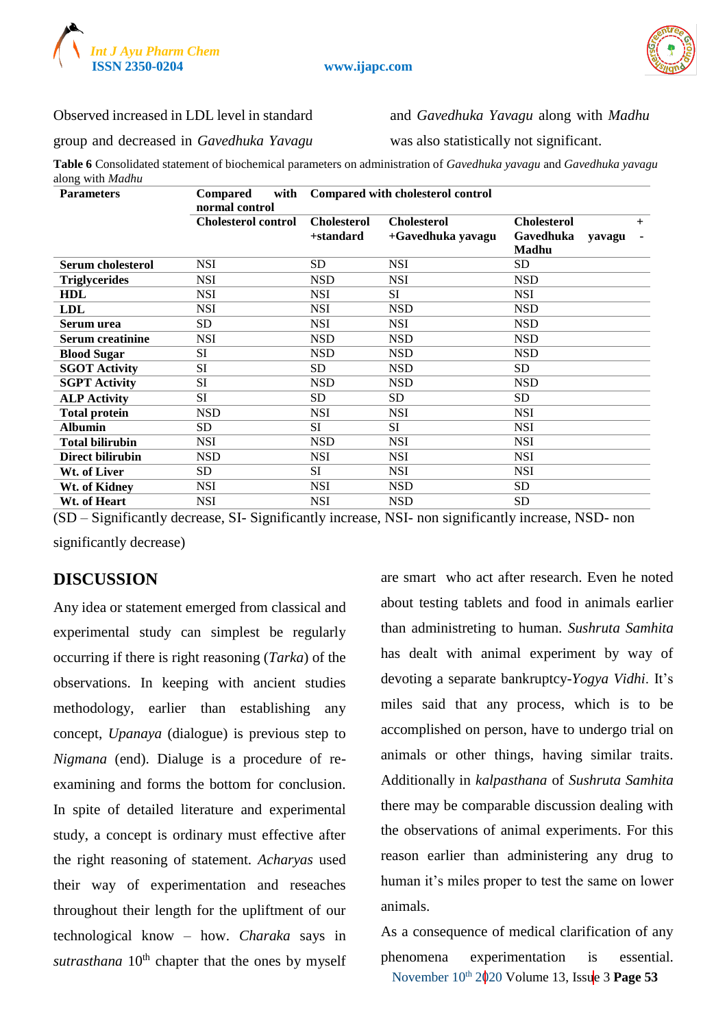Observed increased in LDL level in standard group and decreased in *Gavedhuka Yavagu* and *Gavedhuka Yavagu* along with *Madhu* was also statistically not significant.

**Table 6** Consolidated statement of biochemical parameters on administration of *Gavedhuka yavagu* and *Gavedhuka yavagu* along with *Madhu*

| Parameters | Compared with normal control | Compared with cholesterol control | | |
|---|---|---|---|---|
| | Cholesterol control | Cholesterol +standard | Cholesterol +Gavedhuka yavagu | Cholesterol + Gavedhuka yavagu - Madhu |
| **Serum cholesterol** | NSI | SD | NSI | SD |
| **Triglycerides** | NSI | NSD | NSI | NSD |
| **HDL** | NSI | NSI | SI | NSI |
| **LDL** | NSI | NSI | NSD | NSD |
| **Serum urea** | SD | NSI | NSI | NSD |
| **Serum creatinine** | NSI | NSD | NSD | NSD |
| **Blood Sugar** | SI | NSD | NSD | NSD |
| **SGOT Activity** | SI | SD | NSD | SD |
| **SGPT Activity** | SI | NSD | NSD | NSD |
| **ALP Activity** | SI | SD | SD | SD |
| **Total protein** | NSD | NSI | NSI | NSI |
| **Albumin** | SD | SI | SI | NSI |
| **Total bilirubin** | NSI | NSD | NSI | NSI |
| **Direct bilirubin** | NSD | NSI | NSI | NSI |
| **Wt. of Liver** | SD | SI | NSI | NSI |
| **Wt. of Kidney** | NSI | NSI | NSD | SD |
| **Wt. of Heart** | NSI | NSI | NSD | SD |

(SD – Significantly decrease, SI- Significantly increase, NSI- non significantly increase, NSD- non significantly decrease)

## DISCUSSION

Any idea or statement emerged from classical and experimental study can simplest be regularly occurring if there is right reasoning (*Tarka*) of the observations. In keeping with ancient studies methodology, earlier than establishing any concept, *Upanaya* (dialogue) is previous step to *Nigmana* (end). Dialuge is a procedure of re-examining and forms the bottom for conclusion. In spite of detailed literature and experimental study, a concept is ordinary must effective after the right reasoning of statement. *Acharyas* used their way of experimentation and reseaches throughout their length for the upliftment of our technological know – how. *Charaka* says in *sutrasthana* 10th chapter that the ones by myself are smart who act after research. Even he noted about testing tablets and food in animals earlier than administreting to human. *Sushruta Samhita* has dealt with animal experiment by way of devoting a separate bankruptcy-*Yogya Vidhi*. It's miles said that any process, which is to be accomplished on person, have to undergo trial on animals or other things, having similar traits. Additionally in *kalpasthana* of *Sushruta Samhita* there may be comparable discussion dealing with the observations of animal experiments. For this reason earlier than administering any drug to human it's miles proper to test the same on lower animals.

As a consequence of medical clarification of any phenomena experimentation is essential.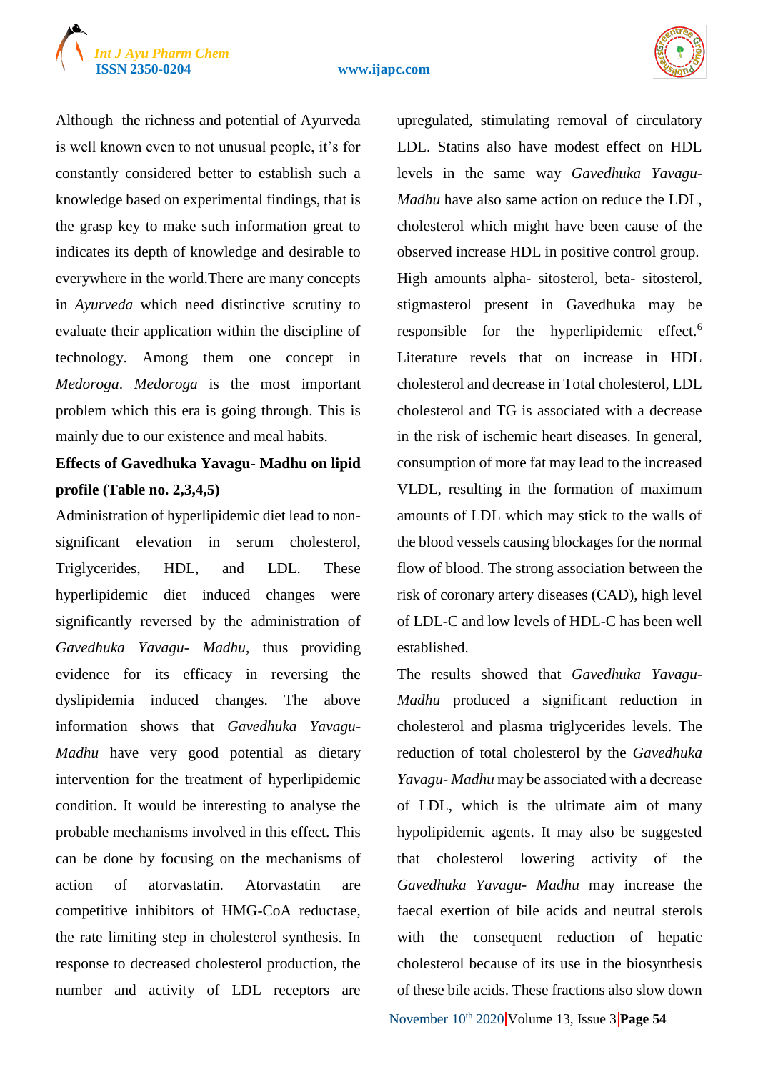Although the richness and potential of Ayurveda is well known even to not unusual people, it's for constantly considered better to establish such a knowledge based on experimental findings, that is the grasp key to make such information great to indicates its depth of knowledge and desirable to everywhere in the world.There are many concepts in *Ayurveda* which need distinctive scrutiny to evaluate their application within the discipline of technology. Among them one concept in *Medoroga*. *Medoroga* is the most important problem which this era is going through. This is mainly due to our existence and meal habits.

**Effects of Gavedhuka Yavagu- Madhu on lipid profile (Table no. 2,3,4,5)**

Administration of hyperlipidemic diet lead to non-significant elevation in serum cholesterol, Triglycerides, HDL, and LDL. These hyperlipidemic diet induced changes were significantly reversed by the administration of *Gavedhuka Yavagu- Madhu*, thus providing evidence for its efficacy in reversing the dyslipidemia induced changes. The above information shows that *Gavedhuka Yavagu-Madhu* have very good potential as dietary intervention for the treatment of hyperlipidemic condition. It would be interesting to analyse the probable mechanisms involved in this effect. This can be done by focusing on the mechanisms of action of atorvastatin. Atorvastatin are competitive inhibitors of HMG-CoA reductase, the rate limiting step in cholesterol synthesis. In response to decreased cholesterol production, the number and activity of LDL receptors are upregulated, stimulating removal of circulatory LDL. Statins also have modest effect on HDL levels in the same way *Gavedhuka Yavagu-Madhu* have also same action on reduce the LDL, cholesterol which might have been cause of the observed increase HDL in positive control group. High amounts alpha- sitosterol, beta- sitosterol, stigmasterol present in Gavedhuka may be responsible for the hyperlipidemic effect.[6] Literature revels that on increase in HDL cholesterol and decrease in Total cholesterol, LDL cholesterol and TG is associated with a decrease in the risk of ischemic heart diseases. In general, consumption of more fat may lead to the increased VLDL, resulting in the formation of maximum amounts of LDL which may stick to the walls of the blood vessels causing blockages for the normal flow of blood. The strong association between the risk of coronary artery diseases (CAD), high level of LDL-C and low levels of HDL-C has been well established.

The results showed that *Gavedhuka Yavagu-Madhu* produced a significant reduction in cholesterol and plasma triglycerides levels. The reduction of total cholesterol by the *Gavedhuka Yavagu- Madhu* may be associated with a decrease of LDL, which is the ultimate aim of many hypolipidemic agents. It may also be suggested that cholesterol lowering activity of the *Gavedhuka Yavagu- Madhu* may increase the faecal exertion of bile acids and neutral sterols with the consequent reduction of hepatic cholesterol because of its use in the biosynthesis of these bile acids. These fractions also slow down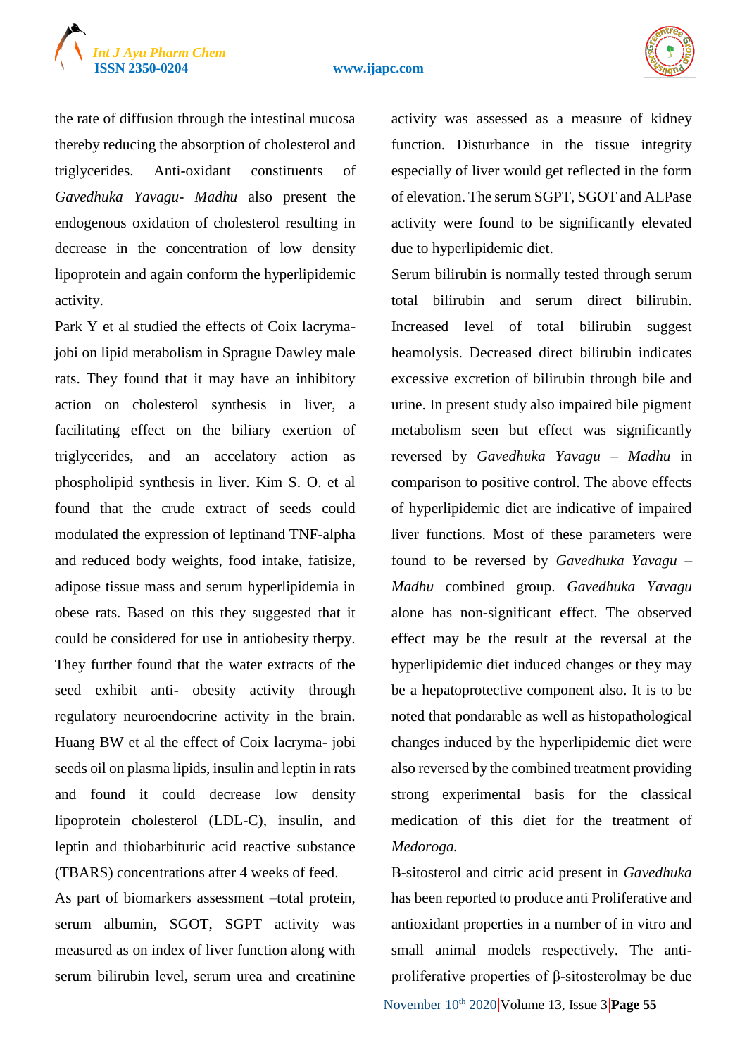the rate of diffusion through the intestinal mucosa thereby reducing the absorption of cholesterol and triglycerides. Anti-oxidant constituents of *Gavedhuka Yavagu- Madhu* also present the endogenous oxidation of cholesterol resulting in decrease in the concentration of low density lipoprotein and again conform the hyperlipidemic activity.

Park Y et al studied the effects of Coix lacryma-jobi on lipid metabolism in Sprague Dawley male rats. They found that it may have an inhibitory action on cholesterol synthesis in liver, a facilitating effect on the biliary exertion of triglycerides, and an accelatory action as phospholipid synthesis in liver. Kim S. O. et al found that the crude extract of seeds could modulated the expression of leptinand TNF-alpha and reduced body weights, food intake, fatisize, adipose tissue mass and serum hyperlipidemia in obese rats. Based on this they suggested that it could be considered for use in antiobesity therpy. They further found that the water extracts of the seed exhibit anti- obesity activity through regulatory neuroendocrine activity in the brain. Huang BW et al the effect of Coix lacryma- jobi seeds oil on plasma lipids, insulin and leptin in rats and found it could decrease low density lipoprotein cholesterol (LDL-C), insulin, and leptin and thiobarbituric acid reactive substance (TBARS) concentrations after 4 weeks of feed.

As part of biomarkers assessment –total protein, serum albumin, SGOT, SGPT activity was measured as on index of liver function along with serum bilirubin level, serum urea and creatinine activity was assessed as a measure of kidney function. Disturbance in the tissue integrity especially of liver would get reflected in the form of elevation. The serum SGPT, SGOT and ALPase activity were found to be significantly elevated due to hyperlipidemic diet.

Serum bilirubin is normally tested through serum total bilirubin and serum direct bilirubin. Increased level of total bilirubin suggest heamolysis. Decreased direct bilirubin indicates excessive excretion of bilirubin through bile and urine. In present study also impaired bile pigment metabolism seen but effect was significantly reversed by *Gavedhuka Yavagu – Madhu* in comparison to positive control. The above effects of hyperlipidemic diet are indicative of impaired liver functions. Most of these parameters were found to be reversed by *Gavedhuka Yavagu – Madhu* combined group. *Gavedhuka Yavagu* alone has non-significant effect. The observed effect may be the result at the reversal at the hyperlipidemic diet induced changes or they may be a hepatoprotective component also. It is to be noted that pondarable as well as histopathological changes induced by the hyperlipidemic diet were also reversed by the combined treatment providing strong experimental basis for the classical medication of this diet for the treatment of *Medoroga.*

B-sitosterol and citric acid present in *Gavedhuka* has been reported to produce anti Proliferative and antioxidant properties in a number of in vitro and small animal models respectively. The anti-proliferative properties of β-sitosterolmay be due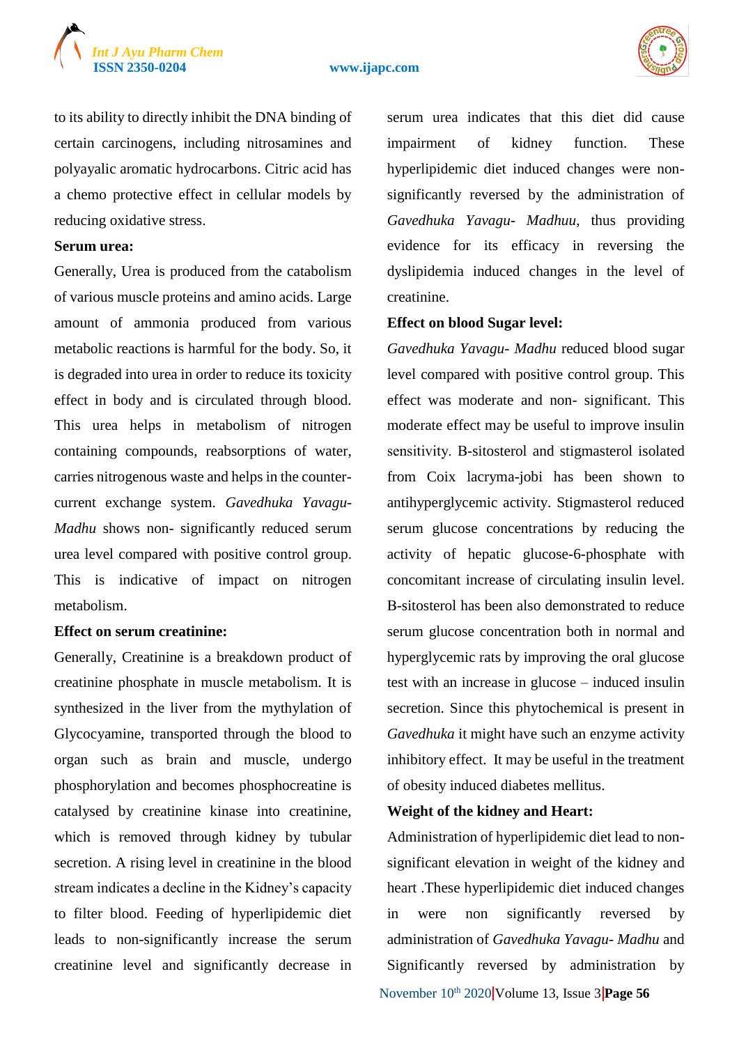to its ability to directly inhibit the DNA binding of certain carcinogens, including nitrosamines and polyayalic aromatic hydrocarbons. Citric acid has a chemo protective effect in cellular models by reducing oxidative stress.

**Serum urea:**

Generally, Urea is produced from the catabolism of various muscle proteins and amino acids. Large amount of ammonia produced from various metabolic reactions is harmful for the body. So, it is degraded into urea in order to reduce its toxicity effect in body and is circulated through blood. This urea helps in metabolism of nitrogen containing compounds, reabsorptions of water, carries nitrogenous waste and helps in the counter-current exchange system. *Gavedhuka Yavagu-Madhu* shows non- significantly reduced serum urea level compared with positive control group. This is indicative of impact on nitrogen metabolism.

**Effect on serum creatinine:**

Generally, Creatinine is a breakdown product of creatinine phosphate in muscle metabolism. It is synthesized in the liver from the mythylation of Glycocyamine, transported through the blood to organ such as brain and muscle, undergo phosphorylation and becomes phosphocreatine is catalysed by creatinine kinase into creatinine, which is removed through kidney by tubular secretion. A rising level in creatinine in the blood stream indicates a decline in the Kidney's capacity to filter blood. Feeding of hyperlipidemic diet leads to non-significantly increase the serum creatinine level and significantly decrease in serum urea indicates that this diet did cause impairment of kidney function. These hyperlipidemic diet induced changes were non-significantly reversed by the administration of *Gavedhuka Yavagu- Madhuu*, thus providing evidence for its efficacy in reversing the dyslipidemia induced changes in the level of creatinine.

**Effect on blood Sugar level:**

*Gavedhuka Yavagu- Madhu* reduced blood sugar level compared with positive control group. This effect was moderate and non- significant. This moderate effect may be useful to improve insulin sensitivity. B-sitosterol and stigmasterol isolated from Coix lacryma-jobi has been shown to antihyperglycemic activity. Stigmasterol reduced serum glucose concentrations by reducing the activity of hepatic glucose-6-phosphate with concomitant increase of circulating insulin level. B-sitosterol has been also demonstrated to reduce serum glucose concentration both in normal and hyperglycemic rats by improving the oral glucose test with an increase in glucose – induced insulin secretion. Since this phytochemical is present in *Gavedhuka* it might have such an enzyme activity inhibitory effect. It may be useful in the treatment of obesity induced diabetes mellitus.

**Weight of the kidney and Heart:**

Administration of hyperlipidemic diet lead to non-significant elevation in weight of the kidney and heart .These hyperlipidemic diet induced changes in were non significantly reversed by administration of *Gavedhuka Yavagu- Madhu* and Significantly reversed by administration by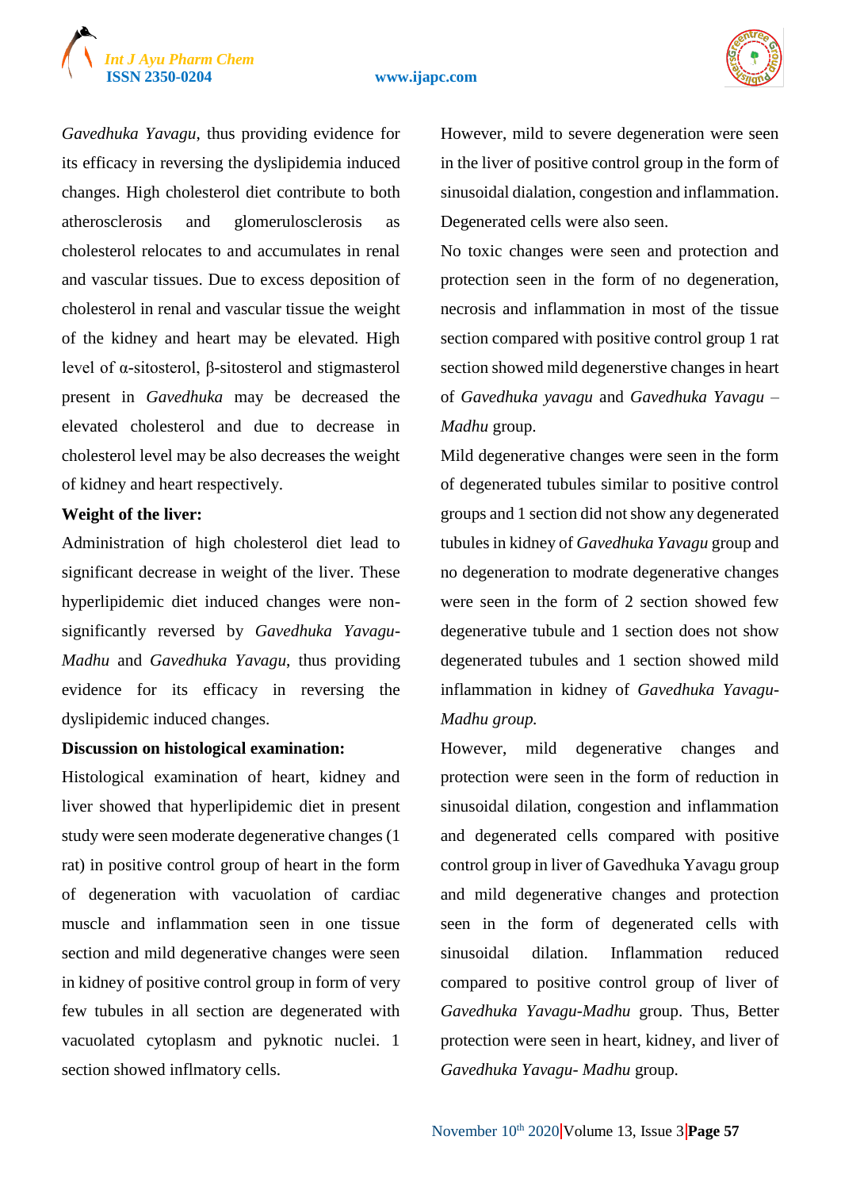*Gavedhuka Yavagu*, thus providing evidence for its efficacy in reversing the dyslipidemia induced changes. High cholesterol diet contribute to both atherosclerosis and glomerulosclerosis as cholesterol relocates to and accumulates in renal and vascular tissues. Due to excess deposition of cholesterol in renal and vascular tissue the weight of the kidney and heart may be elevated. High level of α-sitosterol, β-sitosterol and stigmasterol present in *Gavedhuka* may be decreased the elevated cholesterol and due to decrease in cholesterol level may be also decreases the weight of kidney and heart respectively.

**Weight of the liver:**

Administration of high cholesterol diet lead to significant decrease in weight of the liver. These hyperlipidemic diet induced changes were non-significantly reversed by *Gavedhuka Yavagu-Madhu* and *Gavedhuka Yavagu*, thus providing evidence for its efficacy in reversing the dyslipidemic induced changes.

**Discussion on histological examination:**

Histological examination of heart, kidney and liver showed that hyperlipidemic diet in present study were seen moderate degenerative changes (1 rat) in positive control group of heart in the form of degeneration with vacuolation of cardiac muscle and inflammation seen in one tissue section and mild degenerative changes were seen in kidney of positive control group in form of very few tubules in all section are degenerated with vacuolated cytoplasm and pyknotic nuclei. 1 section showed inflmatory cells.

However, mild to severe degeneration were seen in the liver of positive control group in the form of sinusoidal dialation, congestion and inflammation. Degenerated cells were also seen.

No toxic changes were seen and protection and protection seen in the form of no degeneration, necrosis and inflammation in most of the tissue section compared with positive control group 1 rat section showed mild degenerstive changes in heart of *Gavedhuka yavagu* and *Gavedhuka Yavagu – Madhu* group.

Mild degenerative changes were seen in the form of degenerated tubules similar to positive control groups and 1 section did not show any degenerated tubules in kidney of *Gavedhuka Yavagu* group and no degeneration to modrate degenerative changes were seen in the form of 2 section showed few degenerative tubule and 1 section does not show degenerated tubules and 1 section showed mild inflammation in kidney of *Gavedhuka Yavagu-Madhu group.*

However, mild degenerative changes and protection were seen in the form of reduction in sinusoidal dilation, congestion and inflammation and degenerated cells compared with positive control group in liver of Gavedhuka Yavagu group and mild degenerative changes and protection seen in the form of degenerated cells with sinusoidal dilation. Inflammation reduced compared to positive control group of liver of *Gavedhuka Yavagu-Madhu* group. Thus, Better protection were seen in heart, kidney, and liver of *Gavedhuka Yavagu- Madhu* group.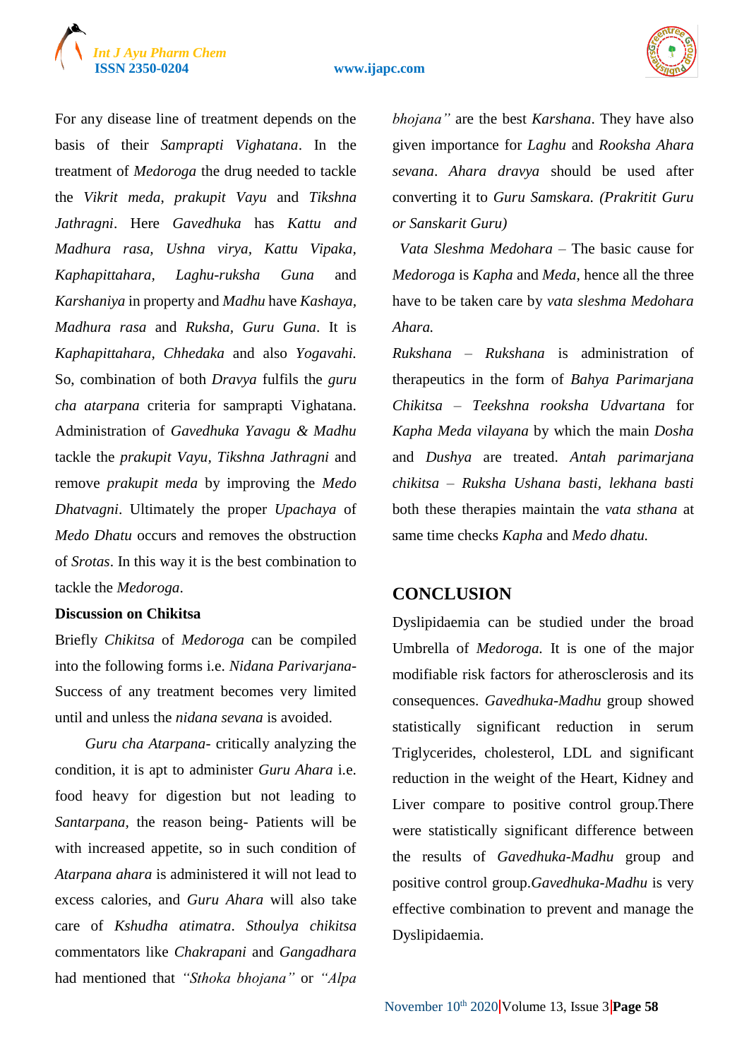For any disease line of treatment depends on the basis of their *Samprapti Vighatana*. In the treatment of *Medoroga* the drug needed to tackle the *Vikrit meda*, *prakupit Vayu* and *Tikshna Jathragni*. Here *Gavedhuka* has *Kattu and Madhura rasa, Ushna virya, Kattu Vipaka, Kaphapittahara, Laghu-ruksha Guna* and *Karshaniya* in property and *Madhu* have *Kashaya, Madhura rasa* and *Ruksha, Guru Guna*. It is *Kaphapittahara, Chhedaka* and also *Yogavahi.* So, combination of both *Dravya* fulfils the *guru cha atarpana* criteria for samprapti Vighatana. Administration of *Gavedhuka Yavagu & Madhu* tackle the *prakupit Vayu, Tikshna Jathragni* and remove *prakupit meda* by improving the *Medo Dhatvagni*. Ultimately the proper *Upachaya* of *Medo Dhatu* occurs and removes the obstruction of *Srotas*. In this way it is the best combination to tackle the *Medoroga*.

**Discussion on Chikitsa**

Briefly *Chikitsa* of *Medoroga* can be compiled into the following forms i.e. *Nidana Parivarjana*- Success of any treatment becomes very limited until and unless the *nidana sevana* is avoided.

*Guru cha Atarpana*- critically analyzing the condition, it is apt to administer *Guru Ahara* i.e. food heavy for digestion but not leading to *Santarpana,* the reason being- Patients will be with increased appetite, so in such condition of *Atarpana ahara* is administered it will not lead to excess calories, and *Guru Ahara* will also take care of *Kshudha atimatra*. *Sthoulya chikitsa* commentators like *Chakrapani* and *Gangadhara* had mentioned that *"Sthoka bhojana"* or *"Alpa bhojana"* are the best *Karshana*. They have also given importance for *Laghu* and *Rooksha Ahara sevana*. *Ahara dravya* should be used after converting it to *Guru Samskara. (Prakritit Guru or Sanskarit Guru)*

*Vata Sleshma Medohara* – The basic cause for *Medoroga* is *Kapha* and *Meda*, hence all the three have to be taken care by *vata sleshma Medohara Ahara.*

*Rukshana* – *Rukshana* is administration of therapeutics in the form of *Bahya Parimarjana Chikitsa* – *Teekshna rooksha Udvartana* for *Kapha Meda vilayana* by which the main *Dosha* and *Dushya* are treated. *Antah parimarjana chikitsa* – *Ruksha Ushana basti, lekhana basti* both these therapies maintain the *vata sthana* at same time checks *Kapha* and *Medo dhatu.*

## CONCLUSION

Dyslipidaemia can be studied under the broad Umbrella of *Medoroga.* It is one of the major modifiable risk factors for atherosclerosis and its consequences. *Gavedhuka-Madhu* group showed statistically significant reduction in serum Triglycerides, cholesterol, LDL and significant reduction in the weight of the Heart, Kidney and Liver compare to positive control group.There were statistically significant difference between the results of *Gavedhuka-Madhu* group and positive control group.*Gavedhuka-Madhu* is very effective combination to prevent and manage the Dyslipidaemia.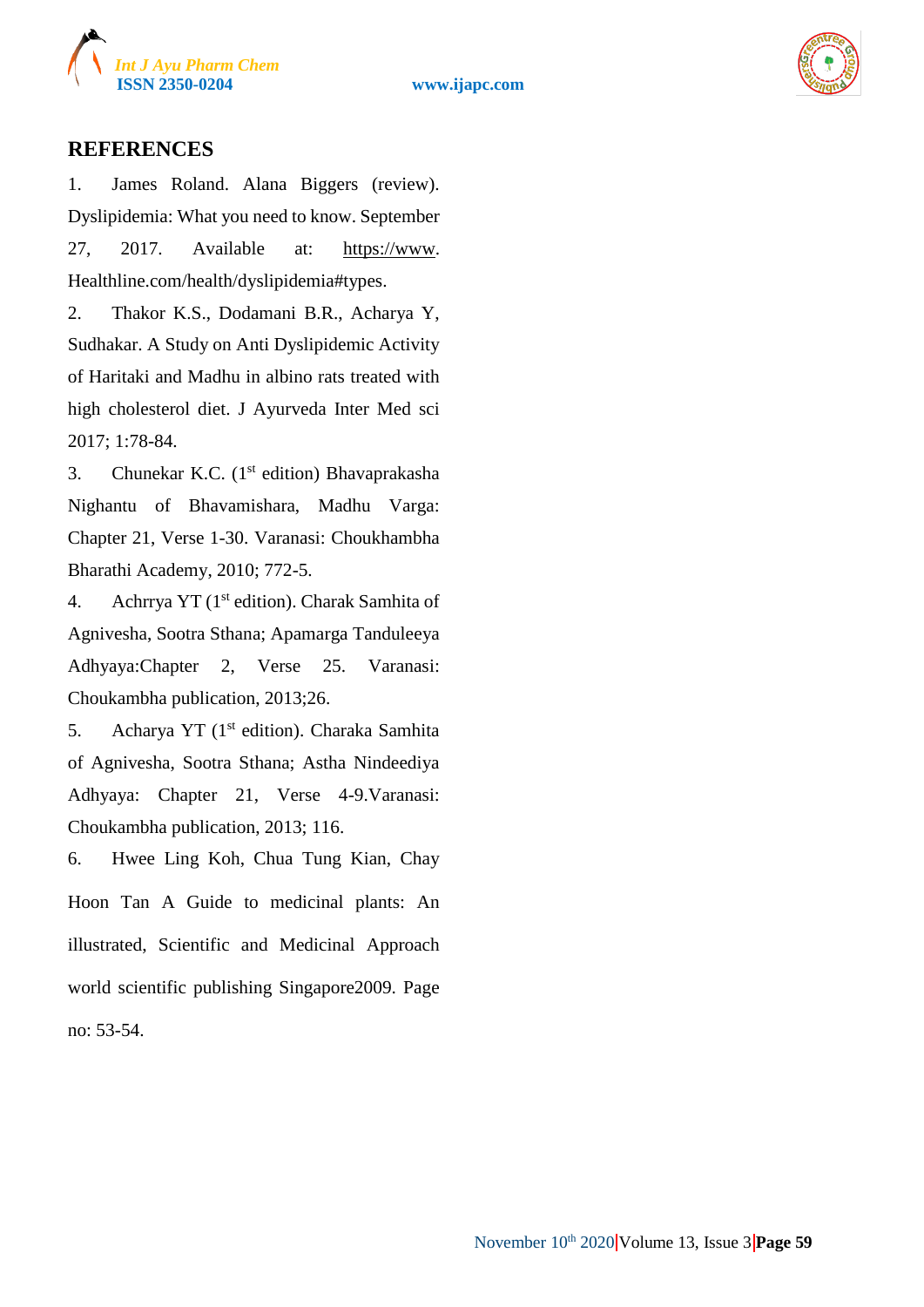## REFERENCES

1. James Roland. Alana Biggers (review). Dyslipidemia: What you need to know. September 27, 2017. Available at: https://www. Healthline.com/health/dyslipidemia#types.
2. Thakor K.S., Dodamani B.R., Acharya Y, Sudhakar. A Study on Anti Dyslipidemic Activity of Haritaki and Madhu in albino rats treated with high cholesterol diet. J Ayurveda Inter Med sci 2017; 1:78-84.
3. Chunekar K.C. (1st edition) Bhavaprakasha Nighantu of Bhavamishara, Madhu Varga: Chapter 21, Verse 1-30. Varanasi: Choukhambha Bharathi Academy, 2010; 772-5.
4. Achrrya YT (1st edition). Charak Samhita of Agnivesha, Sootra Sthana; Apamarga Tanduleeya Adhyaya:Chapter 2, Verse 25. Varanasi: Choukambha publication, 2013;26.
5. Acharya YT (1st edition). Charaka Samhita of Agnivesha, Sootra Sthana; Astha Nindeediya Adhyaya: Chapter 21, Verse 4-9.Varanasi: Choukambha publication, 2013; 116.
6. Hwee Ling Koh, Chua Tung Kian, Chay Hoon Tan A Guide to medicinal plants: An illustrated, Scientific and Medicinal Approach world scientific publishing Singapore2009. Page no: 53-54.